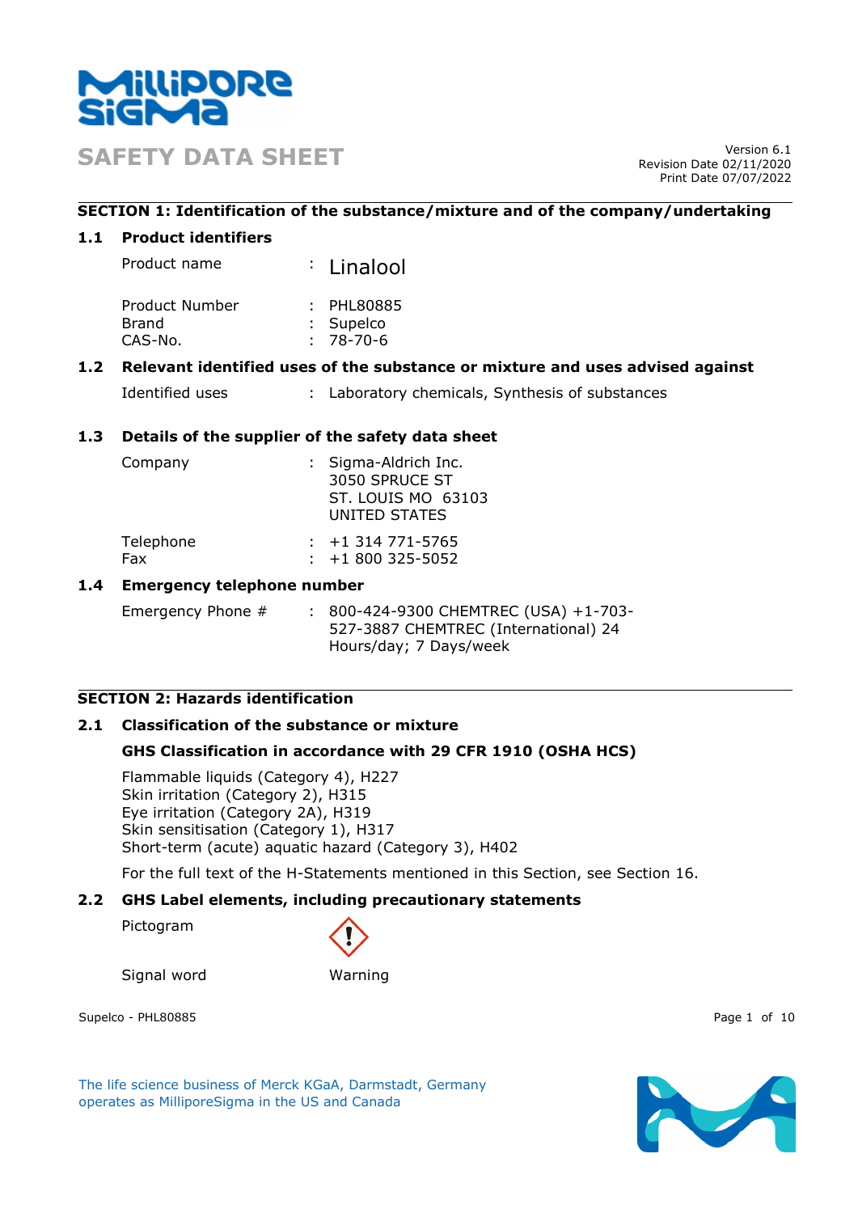# SAFETY DATA SHEET

Version 6.1
Revision Date 02/11/2020
Print Date 07/07/2022

## SECTION 1: Identification of the substance/mixture and of the company/undertaking

### 1.1 Product identifiers

| | | |
|---|---|---|
| Product name | : | Linalool |
| Product Number | : | PHL80885 |
| Brand | : | Supelco |
| CAS-No. | : | 78-70-6 |

### 1.2 Relevant identified uses of the substance or mixture and uses advised against

| | | |
|---|---|---|
| Identified uses | : | Laboratory chemicals, Synthesis of substances |

### 1.3 Details of the supplier of the safety data sheet

| | | |
|---|---|---|
| Company | : | Sigma-Aldrich Inc.<br>3050 SPRUCE ST<br>ST. LOUIS MO 63103<br>UNITED STATES |
| Telephone | : | +1 314 771-5765 |
| Fax | : | +1 800 325-5052 |

### 1.4 Emergency telephone number

| | | |
|---|---|---|
| Emergency Phone # | : | 800-424-9300 CHEMTREC (USA) +1-703-527-3887 CHEMTREC (International) 24 Hours/day; 7 Days/week |

## SECTION 2: Hazards identification

### 2.1 Classification of the substance or mixture

**GHS Classification in accordance with 29 CFR 1910 (OSHA HCS)**

Flammable liquids (Category 4), H227
Skin irritation (Category 2), H315
Eye irritation (Category 2A), H319
Skin sensitisation (Category 1), H317
Short-term (acute) aquatic hazard (Category 3), H402

For the full text of the H-Statements mentioned in this Section, see Section 16.

### 2.2 GHS Label elements, including precautionary statements

| | |
|---|---|
| Pictogram | |
| Signal word | Warning |

The life science business of Merck KGaA, Darmstadt, Germany operates as MilliporeSigma in the US and Canada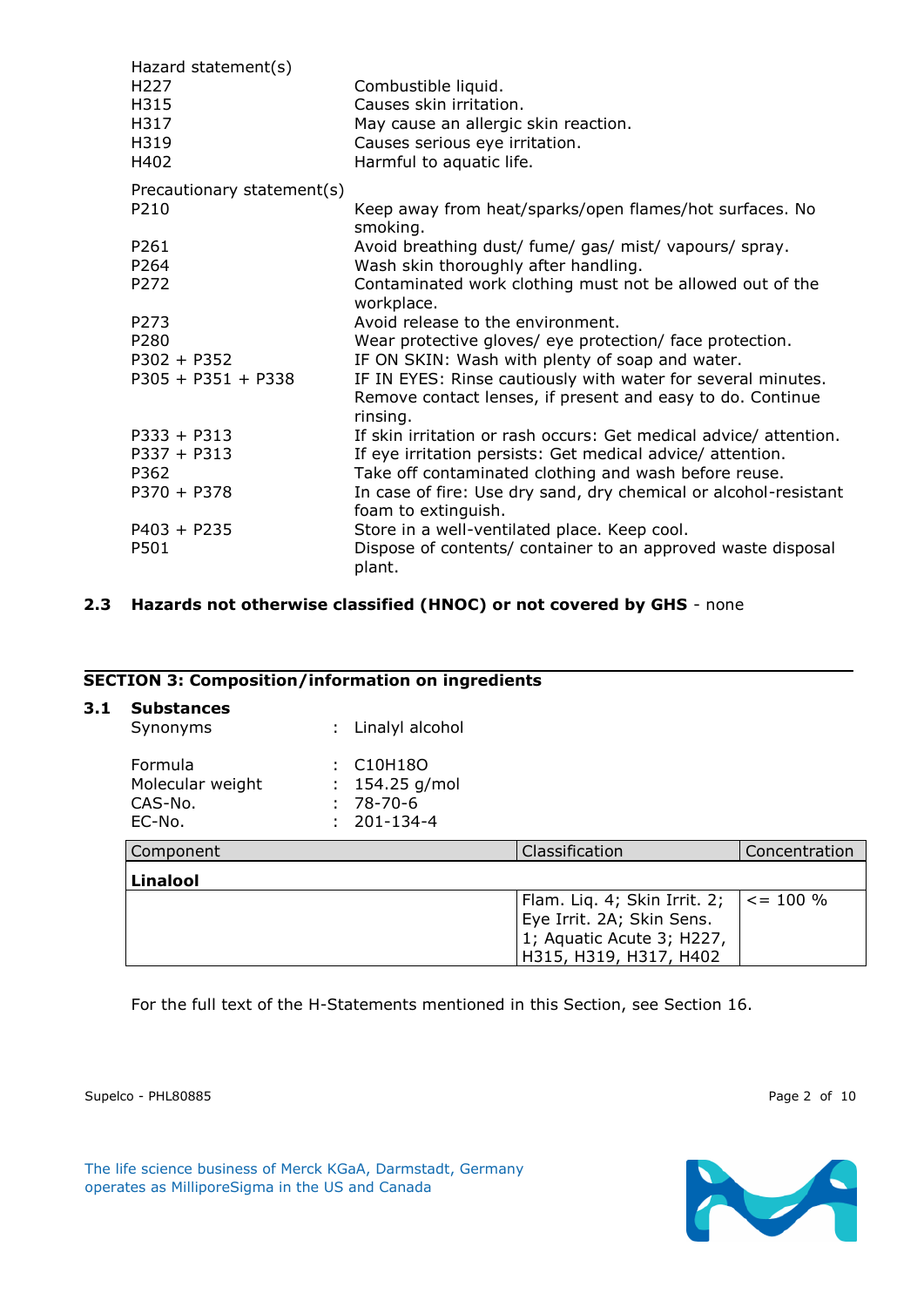Hazard statement(s)

| | |
|---|---|
| H227 | Combustible liquid. |
| H315 | Causes skin irritation. |
| H317 | May cause an allergic skin reaction. |
| H319 | Causes serious eye irritation. |
| H402 | Harmful to aquatic life. |

Precautionary statement(s)

| | |
|---|---|
| P210 | Keep away from heat/sparks/open flames/hot surfaces. No smoking. |
| P261 | Avoid breathing dust/ fume/ gas/ mist/ vapours/ spray. |
| P264 | Wash skin thoroughly after handling. |
| P272 | Contaminated work clothing must not be allowed out of the workplace. |
| P273 | Avoid release to the environment. |
| P280 | Wear protective gloves/ eye protection/ face protection. |
| P302 + P352 | IF ON SKIN: Wash with plenty of soap and water. |
| P305 + P351 + P338 | IF IN EYES: Rinse cautiously with water for several minutes. Remove contact lenses, if present and easy to do. Continue rinsing. |
| P333 + P313 | If skin irritation or rash occurs: Get medical advice/ attention. |
| P337 + P313 | If eye irritation persists: Get medical advice/ attention. |
| P362 | Take off contaminated clothing and wash before reuse. |
| P370 + P378 | In case of fire: Use dry sand, dry chemical or alcohol-resistant foam to extinguish. |
| P403 + P235 | Store in a well-ventilated place. Keep cool. |
| P501 | Dispose of contents/ container to an approved waste disposal plant. |

## 2.3 Hazards not otherwise classified (HNOC) or not covered by GHS - none

## SECTION 3: Composition/information on ingredients

### 3.1 Substances

| | | |
|---|---|---|
| Synonyms | : | Linalyl alcohol |
| Formula | : | $C_{10}H_{18}O$ |
| Molecular weight | : | 154.25 g/mol |
| CAS-No. | : | 78-70-6 |
| EC-No. | : | 201-134-4 |

| Component | Classification | Concentration |
|---|---|---|
| **Linalool** | | |
| | Flam. Liq. 4; Skin Irrit. 2; Eye Irrit. 2A; Skin Sens. 1; Aquatic Acute 3; H227, H315, H319, H317, H402 | <= 100 % |

For the full text of the H-Statements mentioned in this Section, see Section 16.

Supelco - PHL80885

The life science business of Merck KGaA, Darmstadt, Germany operates as MilliporeSigma in the US and Canada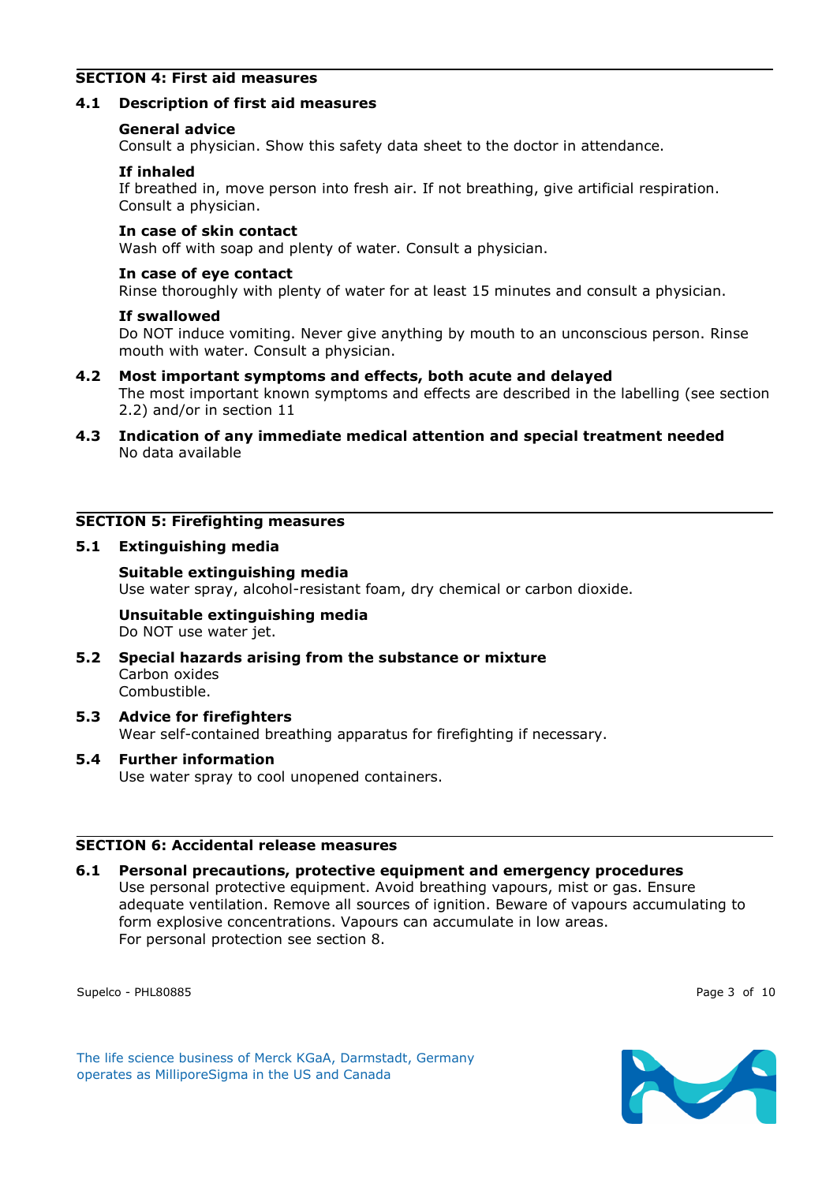## SECTION 4: First aid measures

### 4.1 Description of first aid measures

**General advice**
Consult a physician. Show this safety data sheet to the doctor in attendance.

**If inhaled**
If breathed in, move person into fresh air. If not breathing, give artificial respiration. Consult a physician.

**In case of skin contact**
Wash off with soap and plenty of water. Consult a physician.

**In case of eye contact**
Rinse thoroughly with plenty of water for at least 15 minutes and consult a physician.

**If swallowed**
Do NOT induce vomiting. Never give anything by mouth to an unconscious person. Rinse mouth with water. Consult a physician.

### 4.2 Most important symptoms and effects, both acute and delayed

The most important known symptoms and effects are described in the labelling (see section 2.2) and/or in section 11

### 4.3 Indication of any immediate medical attention and special treatment needed

No data available

## SECTION 5: Firefighting measures

### 5.1 Extinguishing media

**Suitable extinguishing media**
Use water spray, alcohol-resistant foam, dry chemical or carbon dioxide.

**Unsuitable extinguishing media**
Do NOT use water jet.

### 5.2 Special hazards arising from the substance or mixture

Carbon oxides
Combustible.

### 5.3 Advice for firefighters

Wear self-contained breathing apparatus for firefighting if necessary.

### 5.4 Further information

Use water spray to cool unopened containers.

## SECTION 6: Accidental release measures

### 6.1 Personal precautions, protective equipment and emergency procedures

Use personal protective equipment. Avoid breathing vapours, mist or gas. Ensure adequate ventilation. Remove all sources of ignition. Beware of vapours accumulating to form explosive concentrations. Vapours can accumulate in low areas.
For personal protection see section 8.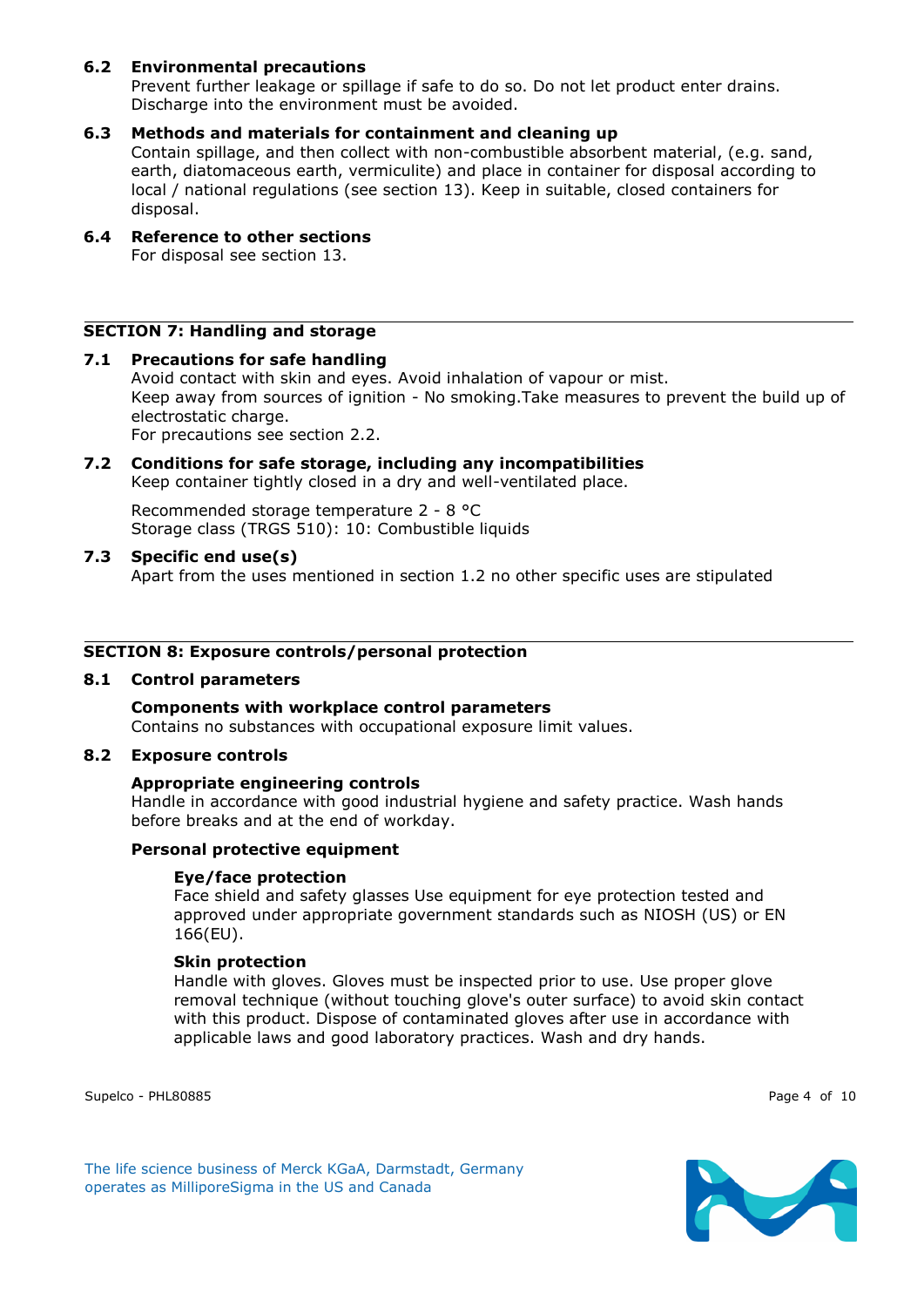### 6.2 Environmental precautions

Prevent further leakage or spillage if safe to do so. Do not let product enter drains. Discharge into the environment must be avoided.

### 6.3 Methods and materials for containment and cleaning up

Contain spillage, and then collect with non-combustible absorbent material, (e.g. sand, earth, diatomaceous earth, vermiculite) and place in container for disposal according to local / national regulations (see section 13). Keep in suitable, closed containers for disposal.

### 6.4 Reference to other sections

For disposal see section 13.

## SECTION 7: Handling and storage

### 7.1 Precautions for safe handling

Avoid contact with skin and eyes. Avoid inhalation of vapour or mist.
Keep away from sources of ignition - No smoking.Take measures to prevent the build up of electrostatic charge.
For precautions see section 2.2.

### 7.2 Conditions for safe storage, including any incompatibilities

Keep container tightly closed in a dry and well-ventilated place.

Recommended storage temperature 2 - 8 °C
Storage class (TRGS 510): 10: Combustible liquids

### 7.3 Specific end use(s)

Apart from the uses mentioned in section 1.2 no other specific uses are stipulated

## SECTION 8: Exposure controls/personal protection

### 8.1 Control parameters

**Components with workplace control parameters**
Contains no substances with occupational exposure limit values.

### 8.2 Exposure controls

**Appropriate engineering controls**
Handle in accordance with good industrial hygiene and safety practice. Wash hands before breaks and at the end of workday.

**Personal protective equipment**

**Eye/face protection**
Face shield and safety glasses Use equipment for eye protection tested and approved under appropriate government standards such as NIOSH (US) or EN 166(EU).

**Skin protection**
Handle with gloves. Gloves must be inspected prior to use. Use proper glove removal technique (without touching glove's outer surface) to avoid skin contact with this product. Dispose of contaminated gloves after use in accordance with applicable laws and good laboratory practices. Wash and dry hands.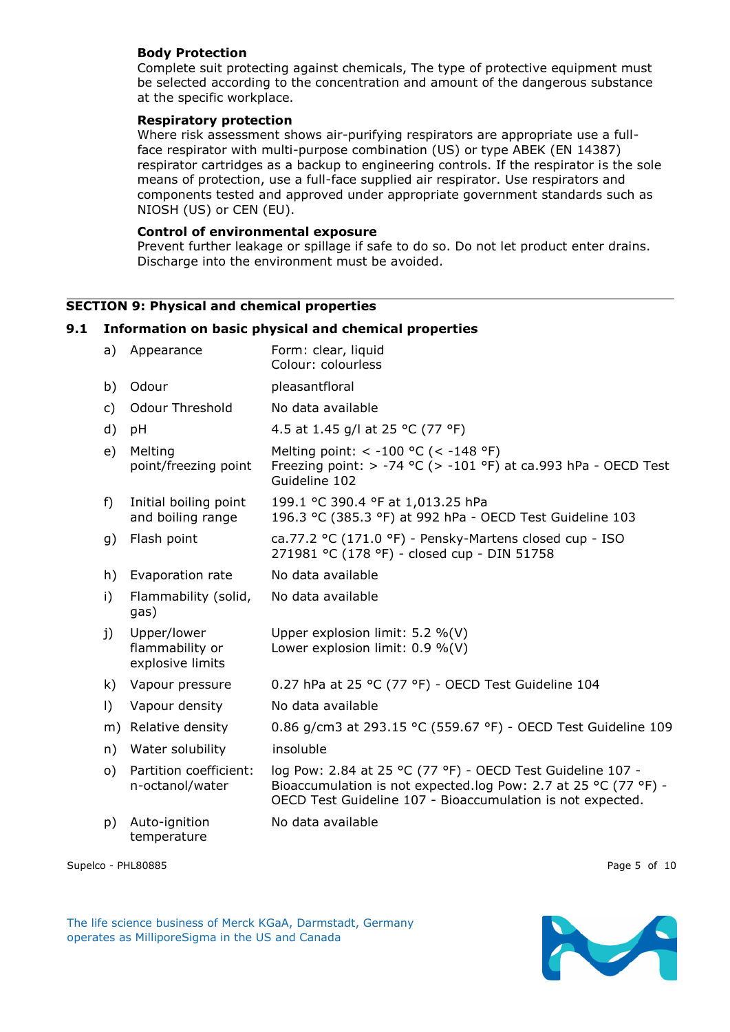**Body Protection**
Complete suit protecting against chemicals, The type of protective equipment must be selected according to the concentration and amount of the dangerous substance at the specific workplace.

**Respiratory protection**
Where risk assessment shows air-purifying respirators are appropriate use a full-face respirator with multi-purpose combination (US) or type ABEK (EN 14387) respirator cartridges as a backup to engineering controls. If the respirator is the sole means of protection, use a full-face supplied air respirator. Use respirators and components tested and approved under appropriate government standards such as NIOSH (US) or CEN (EU).

**Control of environmental exposure**
Prevent further leakage or spillage if safe to do so. Do not let product enter drains. Discharge into the environment must be avoided.

## SECTION 9: Physical and chemical properties

### 9.1 Information on basic physical and chemical properties

| | | |
|---|---|---|
| a) | Appearance | Form: clear, liquid<br>Colour: colourless |
| b) | Odour | pleasantfloral |
| c) | Odour Threshold | No data available |
| d) | pH | 4.5 at 1.45 g/l at 25 °C (77 °F) |
| e) | Melting point/freezing point | Melting point: < -100 °C (< -148 °F)<br>Freezing point: > -74 °C (> -101 °F) at ca.993 hPa - OECD Test Guideline 102 |
| f) | Initial boiling point and boiling range | 199.1 °C 390.4 °F at 1,013.25 hPa<br>196.3 °C (385.3 °F) at 992 hPa - OECD Test Guideline 103 |
| g) | Flash point | ca.77.2 °C (171.0 °F) - Pensky-Martens closed cup - ISO 271981 °C (178 °F) - closed cup - DIN 51758 |
| h) | Evaporation rate | No data available |
| i) | Flammability (solid, gas) | No data available |
| j) | Upper/lower flammability or explosive limits | Upper explosion limit: 5.2 %(V)<br>Lower explosion limit: 0.9 %(V) |
| k) | Vapour pressure | 0.27 hPa at 25 °C (77 °F) - OECD Test Guideline 104 |
| l) | Vapour density | No data available |
| m) | Relative density | 0.86 g/cm3 at 293.15 °C (559.67 °F) - OECD Test Guideline 109 |
| n) | Water solubility | insoluble |
| o) | Partition coefficient: n-octanol/water | log Pow: 2.84 at 25 °C (77 °F) - OECD Test Guideline 107 - Bioaccumulation is not expected.log Pow: 2.7 at 25 °C (77 °F) - OECD Test Guideline 107 - Bioaccumulation is not expected. |
| p) | Auto-ignition temperature | No data available |

Supelco - PHL80885

The life science business of Merck KGaA, Darmstadt, Germany operates as MilliporeSigma in the US and Canada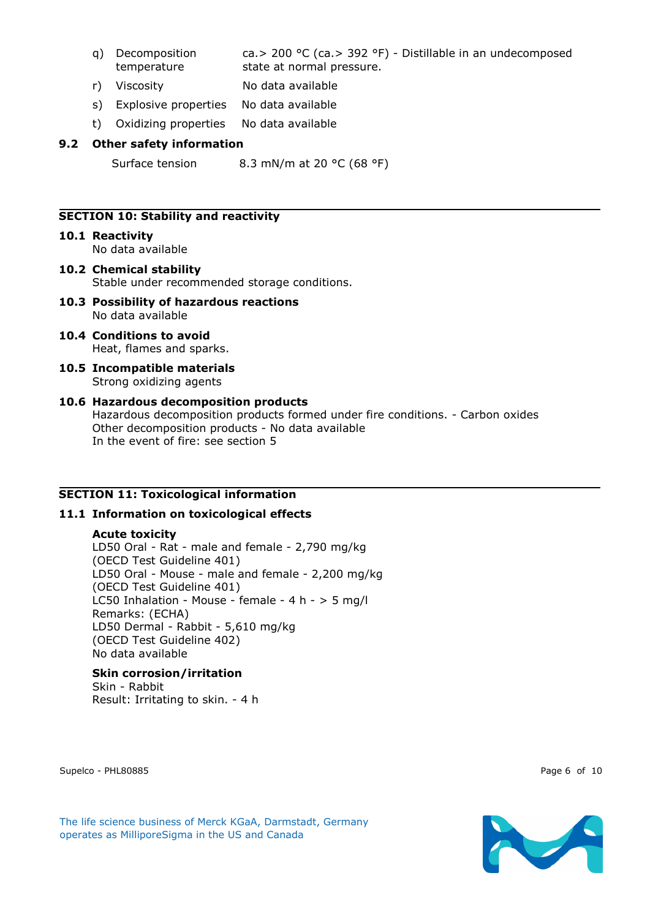q) Decomposition temperature ca.> 200 °C (ca.> 392 °F) - Distillable in an undecomposed state at normal pressure.

r) Viscosity No data available

s) Explosive properties No data available

t) Oxidizing properties No data available

**9.2 Other safety information**

Surface tension 8.3 mN/m at 20 °C (68 °F)

## SECTION 10: Stability and reactivity

**10.1 Reactivity**
No data available

**10.2 Chemical stability**
Stable under recommended storage conditions.

**10.3 Possibility of hazardous reactions**
No data available

**10.4 Conditions to avoid**
Heat, flames and sparks.

**10.5 Incompatible materials**
Strong oxidizing agents

**10.6 Hazardous decomposition products**
Hazardous decomposition products formed under fire conditions. - Carbon oxides
Other decomposition products - No data available
In the event of fire: see section 5

## SECTION 11: Toxicological information

**11.1 Information on toxicological effects**

**Acute toxicity**
LD50 Oral - Rat - male and female - 2,790 mg/kg
(OECD Test Guideline 401)
LD50 Oral - Mouse - male and female - 2,200 mg/kg
(OECD Test Guideline 401)
LC50 Inhalation - Mouse - female - 4 h - > 5 mg/l
Remarks: (ECHA)
LD50 Dermal - Rabbit - 5,610 mg/kg
(OECD Test Guideline 402)
No data available

**Skin corrosion/irritation**
Skin - Rabbit
Result: Irritating to skin. - 4 h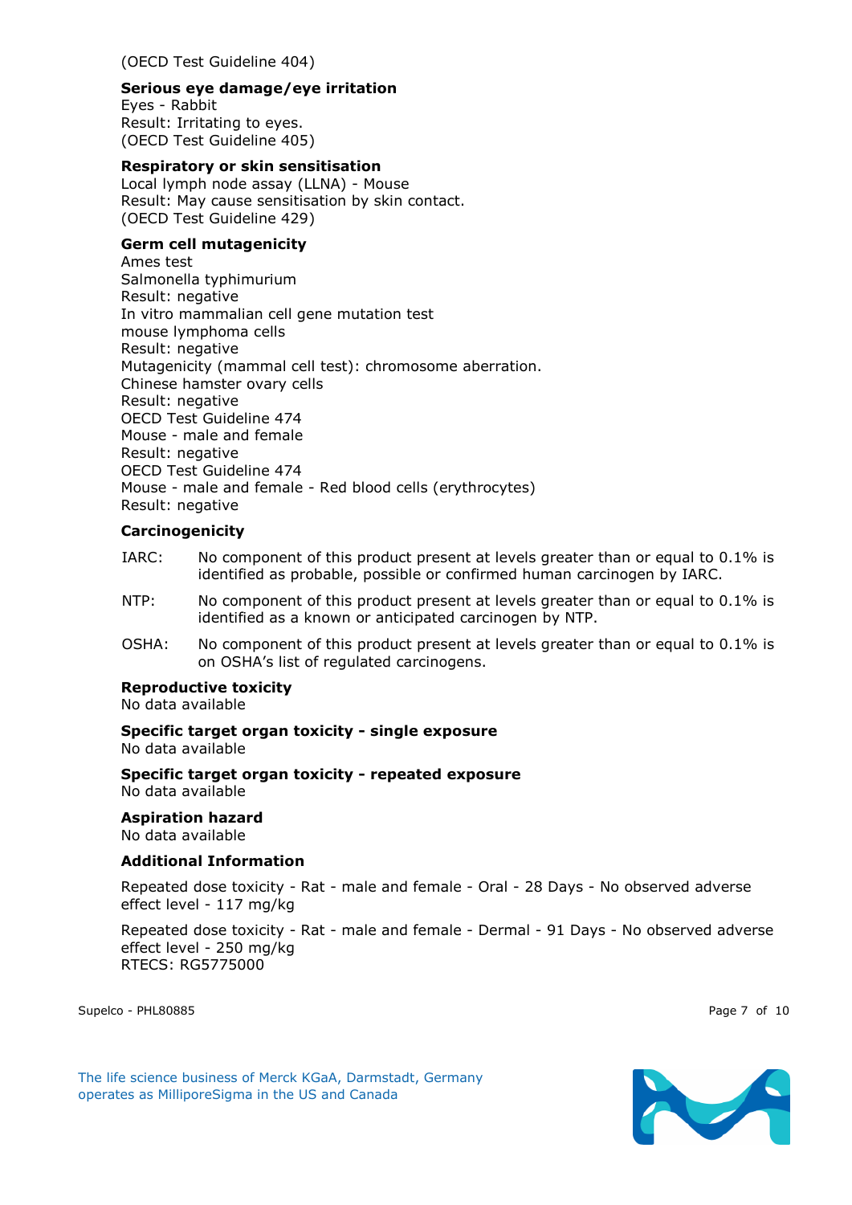(OECD Test Guideline 404)

**Serious eye damage/eye irritation**
Eyes - Rabbit
Result: Irritating to eyes.
(OECD Test Guideline 405)

**Respiratory or skin sensitisation**
Local lymph node assay (LLNA) - Mouse
Result: May cause sensitisation by skin contact.
(OECD Test Guideline 429)

**Germ cell mutagenicity**
Ames test
Salmonella typhimurium
Result: negative
In vitro mammalian cell gene mutation test
mouse lymphoma cells
Result: negative
Mutagenicity (mammal cell test): chromosome aberration.
Chinese hamster ovary cells
Result: negative
OECD Test Guideline 474
Mouse - male and female
Result: negative
OECD Test Guideline 474
Mouse - male and female - Red blood cells (erythrocytes)
Result: negative

**Carcinogenicity**

IARC: No component of this product present at levels greater than or equal to 0.1% is identified as probable, possible or confirmed human carcinogen by IARC.

NTP: No component of this product present at levels greater than or equal to 0.1% is identified as a known or anticipated carcinogen by NTP.

OSHA: No component of this product present at levels greater than or equal to 0.1% is on OSHA's list of regulated carcinogens.

**Reproductive toxicity**
No data available

**Specific target organ toxicity - single exposure**
No data available

**Specific target organ toxicity - repeated exposure**
No data available

**Aspiration hazard**
No data available

**Additional Information**

Repeated dose toxicity - Rat - male and female - Oral - 28 Days - No observed adverse effect level - 117 mg/kg

Repeated dose toxicity - Rat - male and female - Dermal - 91 Days - No observed adverse effect level - 250 mg/kg
RTECS: RG5775000

Supelco - PHL80885

The life science business of Merck KGaA, Darmstadt, Germany operates as MilliporeSigma in the US and Canada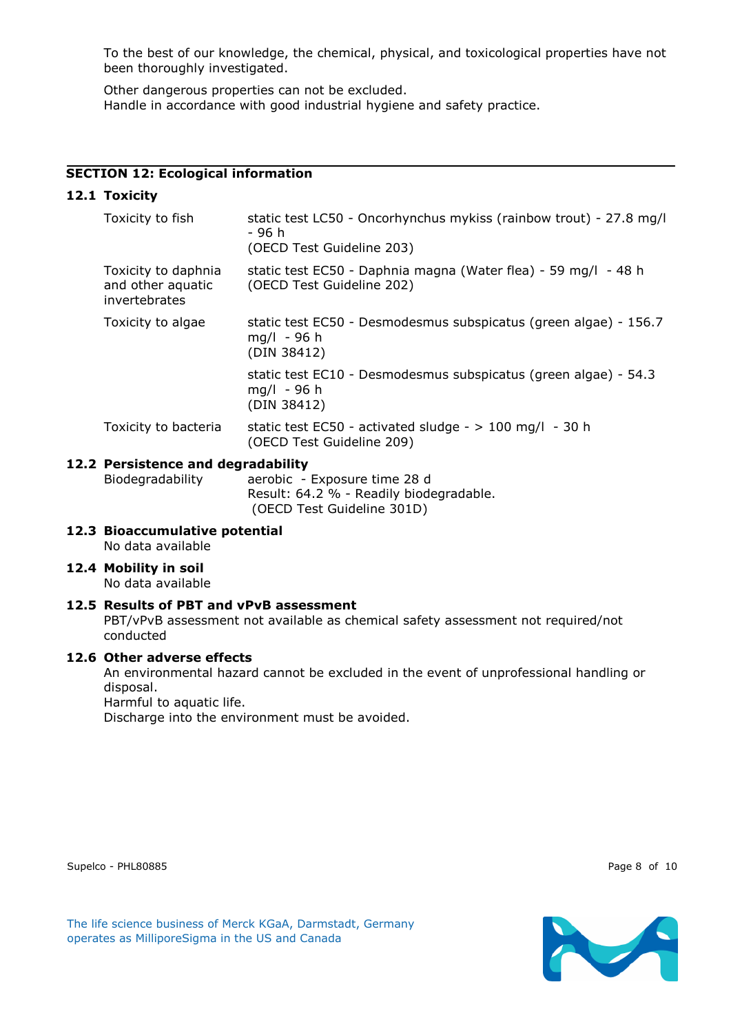To the best of our knowledge, the chemical, physical, and toxicological properties have not been thoroughly investigated.

Other dangerous properties can not be excluded.
Handle in accordance with good industrial hygiene and safety practice.

## SECTION 12: Ecological information

### 12.1 Toxicity

| | |
|---|---|
| Toxicity to fish | static test LC50 - Oncorhynchus mykiss (rainbow trout) - 27.8 mg/l - 96 h (OECD Test Guideline 203) |
| Toxicity to daphnia and other aquatic invertebrates | static test EC50 - Daphnia magna (Water flea) - 59 mg/l - 48 h (OECD Test Guideline 202) |
| Toxicity to algae | static test EC50 - Desmodesmus subspicatus (green algae) - 156.7 mg/l - 96 h (DIN 38412) |
| | static test EC10 - Desmodesmus subspicatus (green algae) - 54.3 mg/l - 96 h (DIN 38412) |
| Toxicity to bacteria | static test EC50 - activated sludge - > 100 mg/l - 30 h (OECD Test Guideline 209) |

### 12.2 Persistence and degradability

| | |
|---|---|
| Biodegradability | aerobic - Exposure time 28 d<br>Result: 64.2 % - Readily biodegradable.<br>(OECD Test Guideline 301D) |

### 12.3 Bioaccumulative potential

No data available

### 12.4 Mobility in soil

No data available

### 12.5 Results of PBT and vPvB assessment

PBT/vPvB assessment not available as chemical safety assessment not required/not conducted

### 12.6 Other adverse effects

An environmental hazard cannot be excluded in the event of unprofessional handling or disposal.
Harmful to aquatic life.
Discharge into the environment must be avoided.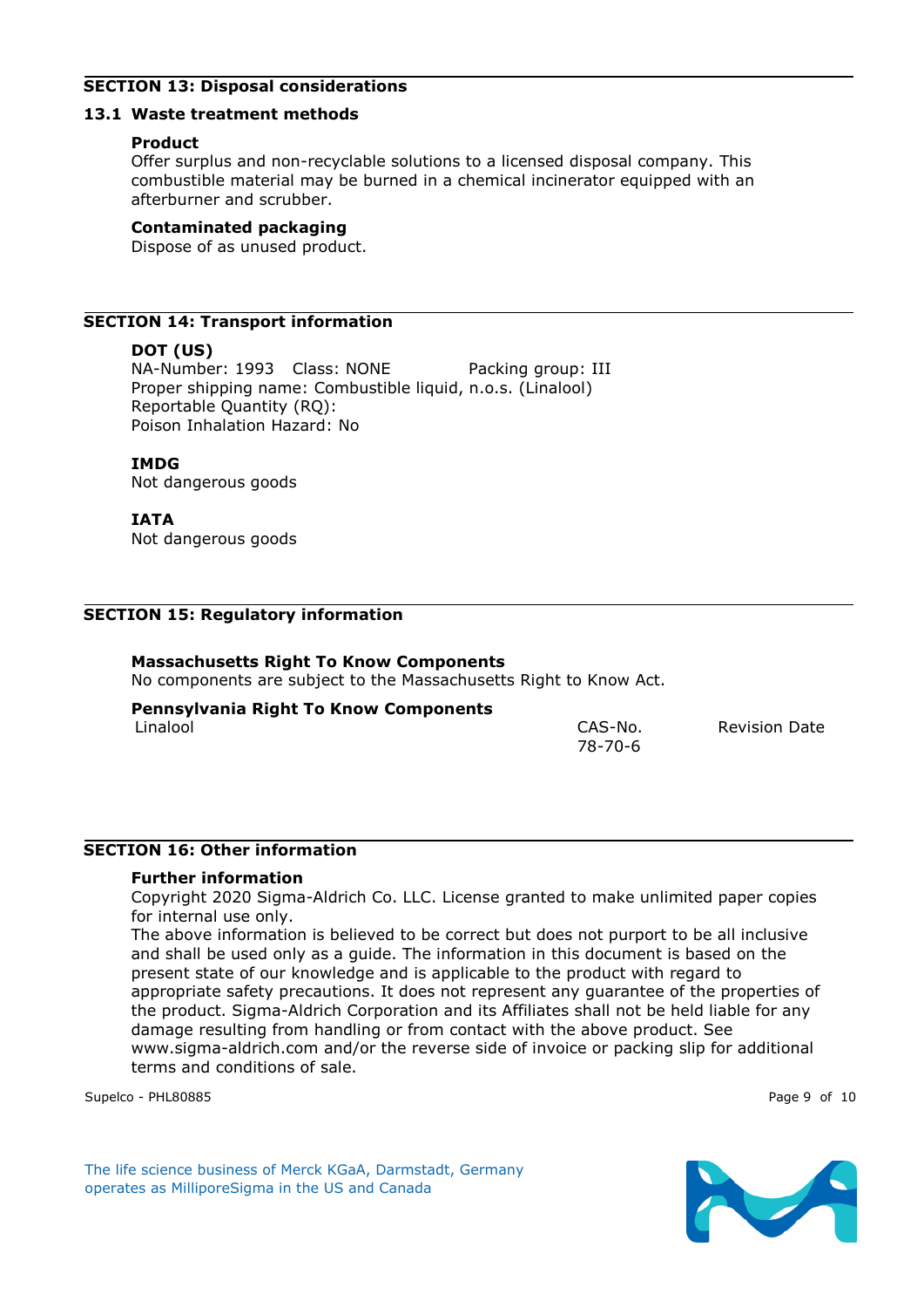## SECTION 13: Disposal considerations

### 13.1 Waste treatment methods

**Product**

Offer surplus and non-recyclable solutions to a licensed disposal company. This combustible material may be burned in a chemical incinerator equipped with an afterburner and scrubber.

**Contaminated packaging**

Dispose of as unused product.

## SECTION 14: Transport information

**DOT (US)**

NA-Number: 1993 Class: NONE Packing group: III
Proper shipping name: Combustible liquid, n.o.s. (Linalool)
Reportable Quantity (RQ):
Poison Inhalation Hazard: No

**IMDG**

Not dangerous goods

**IATA**

Not dangerous goods

## SECTION 15: Regulatory information

**Massachusetts Right To Know Components**

No components are subject to the Massachusetts Right to Know Act.

**Pennsylvania Right To Know Components**

| | CAS-No. | Revision Date |
|---|---|---|
| Linalool | 78-70-6 | |

## SECTION 16: Other information

**Further information**

Copyright 2020 Sigma-Aldrich Co. LLC. License granted to make unlimited paper copies for internal use only.
The above information is believed to be correct but does not purport to be all inclusive and shall be used only as a guide. The information in this document is based on the present state of our knowledge and is applicable to the product with regard to appropriate safety precautions. It does not represent any guarantee of the properties of the product. Sigma-Aldrich Corporation and its Affiliates shall not be held liable for any damage resulting from handling or from contact with the above product. See www.sigma-aldrich.com and/or the reverse side of invoice or packing slip for additional terms and conditions of sale.

Supelco - PHL80885

The life science business of Merck KGaA, Darmstadt, Germany operates as MilliporeSigma in the US and Canada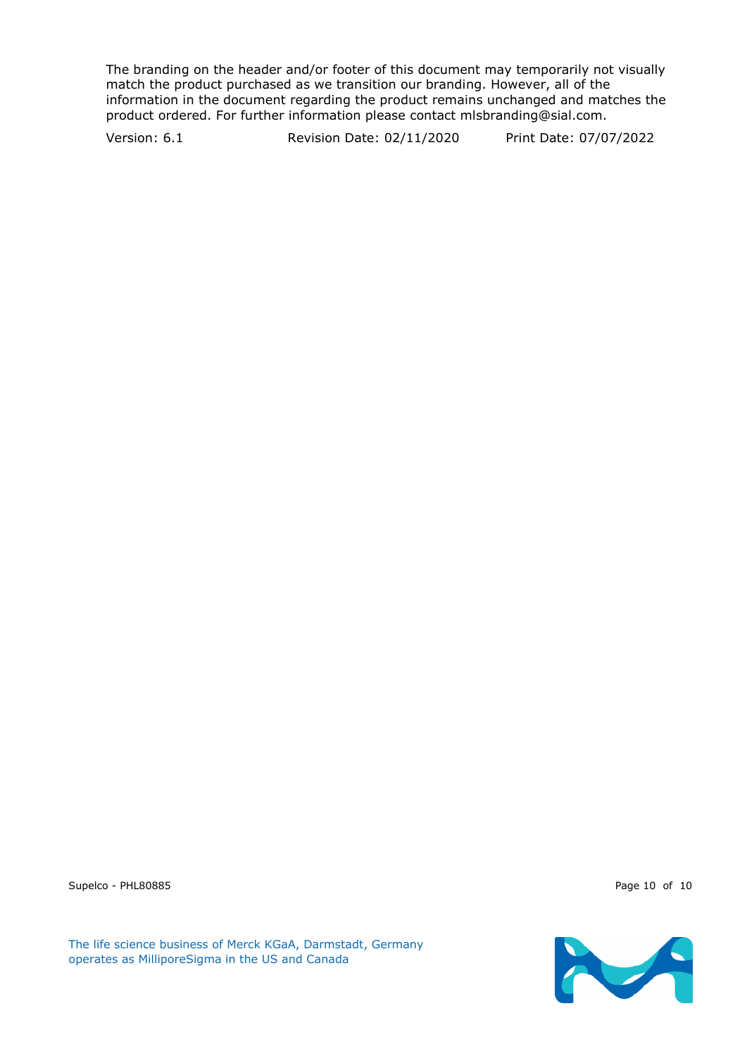The branding on the header and/or footer of this document may temporarily not visually match the product purchased as we transition our branding. However, all of the information in the document regarding the product remains unchanged and matches the product ordered. For further information please contact mlsbranding@sial.com.

Version: 6.1 Revision Date: 02/11/2020 Print Date: 07/07/2022

The life science business of Merck KGaA, Darmstadt, Germany operates as MilliporeSigma in the US and Canada